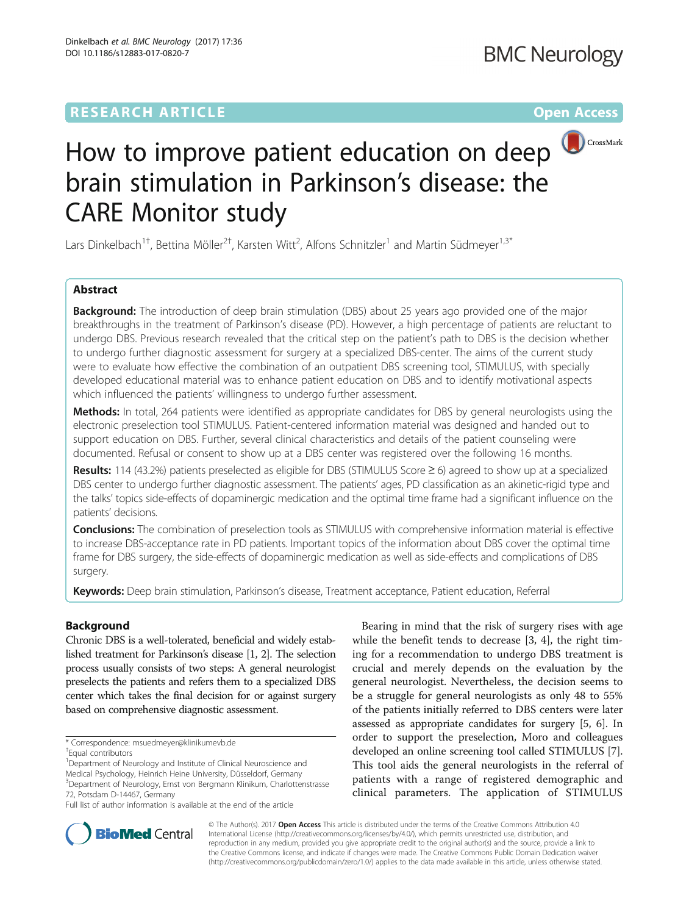RESEARCH ARTICLE

Open Access

# How to improve patient education on deep brain stimulation in Parkinson's disease: the CARE Monitor study

Lars Dinkelbach[1†], Bettina Möller[2†], Karsten Witt[2], Alfons Schnitzler[1] and Martin Südmeyer[1,3*]

## Abstract

**Background:** The introduction of deep brain stimulation (DBS) about 25 years ago provided one of the major breakthroughs in the treatment of Parkinson's disease (PD). However, a high percentage of patients are reluctant to undergo DBS. Previous research revealed that the critical step on the patient's path to DBS is the decision whether to undergo further diagnostic assessment for surgery at a specialized DBS-center. The aims of the current study were to evaluate how effective the combination of an outpatient DBS screening tool, STIMULUS, with specially developed educational material was to enhance patient education on DBS and to identify motivational aspects which influenced the patients' willingness to undergo further assessment.

**Methods:** In total, 264 patients were identified as appropriate candidates for DBS by general neurologists using the electronic preselection tool STIMULUS. Patient-centered information material was designed and handed out to support education on DBS. Further, several clinical characteristics and details of the patient counseling were documented. Refusal or consent to show up at a DBS center was registered over the following 16 months.

**Results:** 114 (43.2%) patients preselected as eligible for DBS (STIMULUS Score ≥ 6) agreed to show up at a specialized DBS center to undergo further diagnostic assessment. The patients' ages, PD classification as an akinetic-rigid type and the talks' topics side-effects of dopaminergic medication and the optimal time frame had a significant influence on the patients' decisions.

**Conclusions:** The combination of preselection tools as STIMULUS with comprehensive information material is effective to increase DBS-acceptance rate in PD patients. Important topics of the information about DBS cover the optimal time frame for DBS surgery, the side-effects of dopaminergic medication as well as side-effects and complications of DBS surgery.

**Keywords:** Deep brain stimulation, Parkinson's disease, Treatment acceptance, Patient education, Referral

## Background

Chronic DBS is a well-tolerated, beneficial and widely established treatment for Parkinson's disease [1, 2]. The selection process usually consists of two steps: A general neurologist preselects the patients and refers them to a specialized DBS center which takes the final decision for or against surgery based on comprehensive diagnostic assessment.

Bearing in mind that the risk of surgery rises with age while the benefit tends to decrease [3, 4], the right timing for a recommendation to undergo DBS treatment is crucial and merely depends on the evaluation by the general neurologist. Nevertheless, the decision seems to be a struggle for general neurologists as only 48 to 55% of the patients initially referred to DBS centers were later assessed as appropriate candidates for surgery [5, 6]. In order to support the preselection, Moro and colleagues developed an online screening tool called STIMULUS [7]. This tool aids the general neurologists in the referral of patients with a range of registered demographic and clinical parameters. The application of STIMULUS

\* Correspondence: msuedmeyer@klinikumevb.de
†Equal contributors
[1]Department of Neurology and Institute of Clinical Neuroscience and Medical Psychology, Heinrich Heine University, Düsseldorf, Germany
[3]Department of Neurology, Ernst von Bergmann Klinikum, Charlottenstrasse 72, Potsdam D-14467, Germany
Full list of author information is available at the end of the article

© The Author(s). 2017 **Open Access** This article is distributed under the terms of the Creative Commons Attribution 4.0 International License (http://creativecommons.org/licenses/by/4.0/), which permits unrestricted use, distribution, and reproduction in any medium, provided you give appropriate credit to the original author(s) and the source, provide a link to the Creative Commons license, and indicate if changes were made. The Creative Commons Public Domain Dedication waiver (http://creativecommons.org/publicdomain/zero/1.0/) applies to the data made available in this article, unless otherwise stated.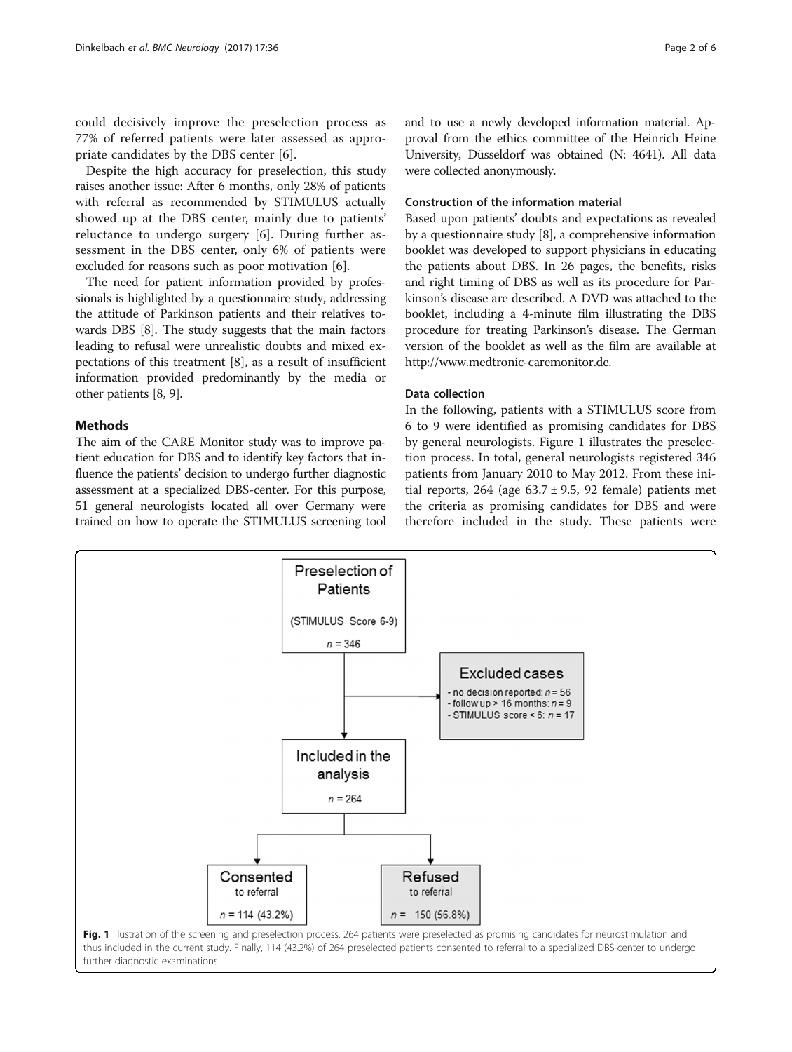could decisively improve the preselection process as 77% of referred patients were later assessed as appropriate candidates by the DBS center [6].

Despite the high accuracy for preselection, this study raises another issue: After 6 months, only 28% of patients with referral as recommended by STIMULUS actually showed up at the DBS center, mainly due to patients' reluctance to undergo surgery [6]. During further assessment in the DBS center, only 6% of patients were excluded for reasons such as poor motivation [6].

The need for patient information provided by professionals is highlighted by a questionnaire study, addressing the attitude of Parkinson patients and their relatives towards DBS [8]. The study suggests that the main factors leading to refusal were unrealistic doubts and mixed expectations of this treatment [8], as a result of insufficient information provided predominantly by the media or other patients [8, 9].

## Methods

The aim of the CARE Monitor study was to improve patient education for DBS and to identify key factors that influence the patients' decision to undergo further diagnostic assessment at a specialized DBS-center. For this purpose, 51 general neurologists located all over Germany were trained on how to operate the STIMULUS screening tool and to use a newly developed information material. Approval from the ethics committee of the Heinrich Heine University, Düsseldorf was obtained (N: 4641). All data were collected anonymously.

### Construction of the information material

Based upon patients' doubts and expectations as revealed by a questionnaire study [8], a comprehensive information booklet was developed to support physicians in educating the patients about DBS. In 26 pages, the benefits, risks and right timing of DBS as well as its procedure for Parkinson's disease are described. A DVD was attached to the booklet, including a 4-minute film illustrating the DBS procedure for treating Parkinson's disease. The German version of the booklet as well as the film are available at http://www.medtronic-caremonitor.de.

### Data collection

In the following, patients with a STIMULUS score from 6 to 9 were identified as promising candidates for DBS by general neurologists. Figure 1 illustrates the preselection process. In total, general neurologists registered 346 patients from January 2010 to May 2012. From these initial reports, 264 (age 63.7 ± 9.5, 92 female) patients met the criteria as promising candidates for DBS and were therefore included in the study. These patients were

Preselection of Patients

(STIMULUS Score 6-9)

*n* = 346

Excluded cases

- no decision reported: *n* = 56
- follow up > 16 months: *n* = 9
- STIMULUS score < 6: *n* = 17

Included in the analysis

*n* = 264

Consented to referral

*n* = 114 (43.2%)

Refused to referral

*n* = 150 (56.8%)

**Fig. 1** Illustration of the screening and preselection process. 264 patients were preselected as promising candidates for neurostimulation and thus included in the current study. Finally, 114 (43.2%) of 264 preselected patients consented to referral to a specialized DBS-center to undergo further diagnostic examinations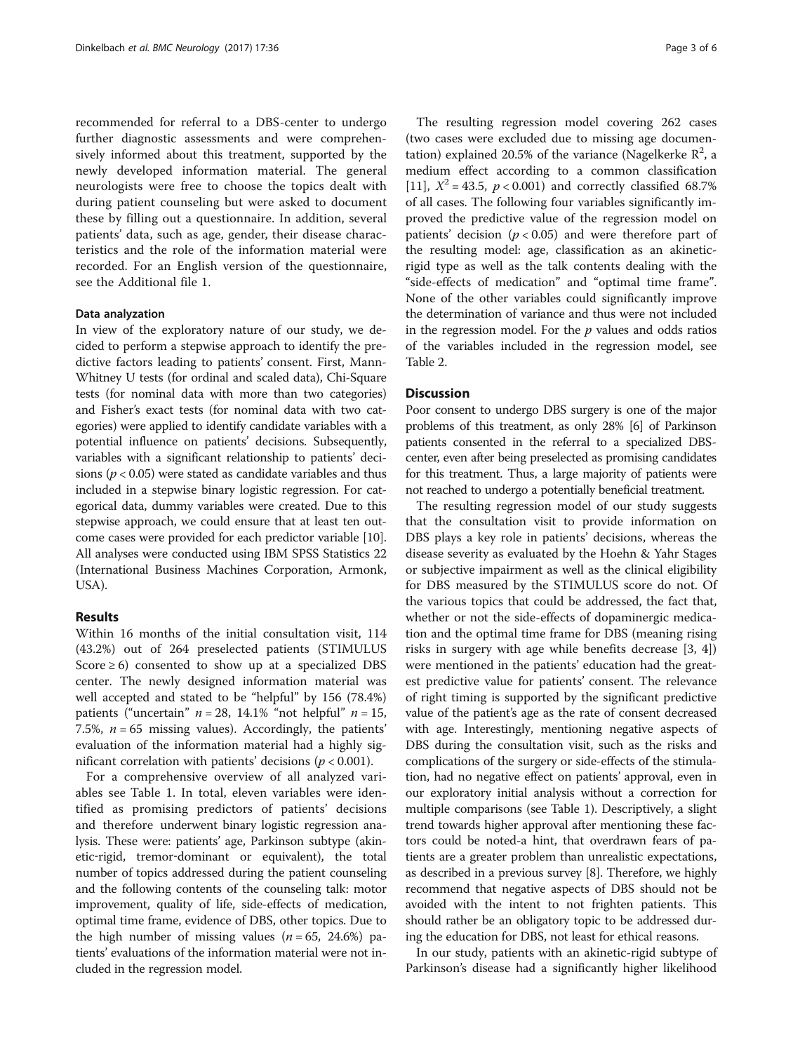recommended for referral to a DBS-center to undergo further diagnostic assessments and were comprehensively informed about this treatment, supported by the newly developed information material. The general neurologists were free to choose the topics dealt with during patient counseling but were asked to document these by filling out a questionnaire. In addition, several patients' data, such as age, gender, their disease characteristics and the role of the information material were recorded. For an English version of the questionnaire, see the Additional file 1.

### Data analyzation

In view of the exploratory nature of our study, we decided to perform a stepwise approach to identify the predictive factors leading to patients' consent. First, Mann-Whitney U tests (for ordinal and scaled data), Chi-Square tests (for nominal data with more than two categories) and Fisher's exact tests (for nominal data with two categories) were applied to identify candidate variables with a potential influence on patients' decisions. Subsequently, variables with a significant relationship to patients' decisions ($p < 0.05$) were stated as candidate variables and thus included in a stepwise binary logistic regression. For categorical data, dummy variables were created. Due to this stepwise approach, we could ensure that at least ten outcome cases were provided for each predictor variable [10]. All analyses were conducted using IBM SPSS Statistics 22 (International Business Machines Corporation, Armonk, USA).

## Results

Within 16 months of the initial consultation visit, 114 (43.2%) out of 264 preselected patients (STIMULUS Score ≥ 6) consented to show up at a specialized DBS center. The newly designed information material was well accepted and stated to be "helpful" by 156 (78.4%) patients ("uncertain" *n* = 28, 14.1% "not helpful" *n* = 15, 7.5%, *n* = 65 missing values). Accordingly, the patients' evaluation of the information material had a highly significant correlation with patients' decisions ($p < 0.001$).

For a comprehensive overview of all analyzed variables see Table 1. In total, eleven variables were identified as promising predictors of patients' decisions and therefore underwent binary logistic regression analysis. These were: patients' age, Parkinson subtype (akinetic-rigid, tremor-dominant or equivalent), the total number of topics addressed during the patient counseling and the following contents of the counseling talk: motor improvement, quality of life, side-effects of medication, optimal time frame, evidence of DBS, other topics. Due to the high number of missing values (*n* = 65, 24.6%) patients' evaluations of the information material were not included in the regression model.

The resulting regression model covering 262 cases (two cases were excluded due to missing age documentation) explained 20.5% of the variance (Nagelkerke $R^2$, a medium effect according to a common classification [11], $X^2 = 43.5$, $p < 0.001$) and correctly classified 68.7% of all cases. The following four variables significantly improved the predictive value of the regression model on patients' decision ($p < 0.05$) and were therefore part of the resulting model: age, classification as an akinetic-rigid type as well as the talk contents dealing with the "side-effects of medication" and "optimal time frame". None of the other variables could significantly improve the determination of variance and thus were not included in the regression model. For the *p* values and odds ratios of the variables included in the regression model, see Table 2.

## Discussion

Poor consent to undergo DBS surgery is one of the major problems of this treatment, as only 28% [6] of Parkinson patients consented in the referral to a specialized DBS-center, even after being preselected as promising candidates for this treatment. Thus, a large majority of patients were not reached to undergo a potentially beneficial treatment.

The resulting regression model of our study suggests that the consultation visit to provide information on DBS plays a key role in patients' decisions, whereas the disease severity as evaluated by the Hoehn & Yahr Stages or subjective impairment as well as the clinical eligibility for DBS measured by the STIMULUS score do not. Of the various topics that could be addressed, the fact that, whether or not the side-effects of dopaminergic medication and the optimal time frame for DBS (meaning rising risks in surgery with age while benefits decrease [3, 4]) were mentioned in the patients' education had the greatest predictive value for patients' consent. The relevance of right timing is supported by the significant predictive value of the patient's age as the rate of consent decreased with age. Interestingly, mentioning negative aspects of DBS during the consultation visit, such as the risks and complications of the surgery or side-effects of the stimulation, had no negative effect on patients' approval, even in our exploratory initial analysis without a correction for multiple comparisons (see Table 1). Descriptively, a slight trend towards higher approval after mentioning these factors could be noted-a hint, that overdrawn fears of patients are a greater problem than unrealistic expectations, as described in a previous survey [8]. Therefore, we highly recommend that negative aspects of DBS should not be avoided with the intent to not frighten patients. This should rather be an obligatory topic to be addressed during the education for DBS, not least for ethical reasons.

In our study, patients with an akinetic-rigid subtype of Parkinson's disease had a significantly higher likelihood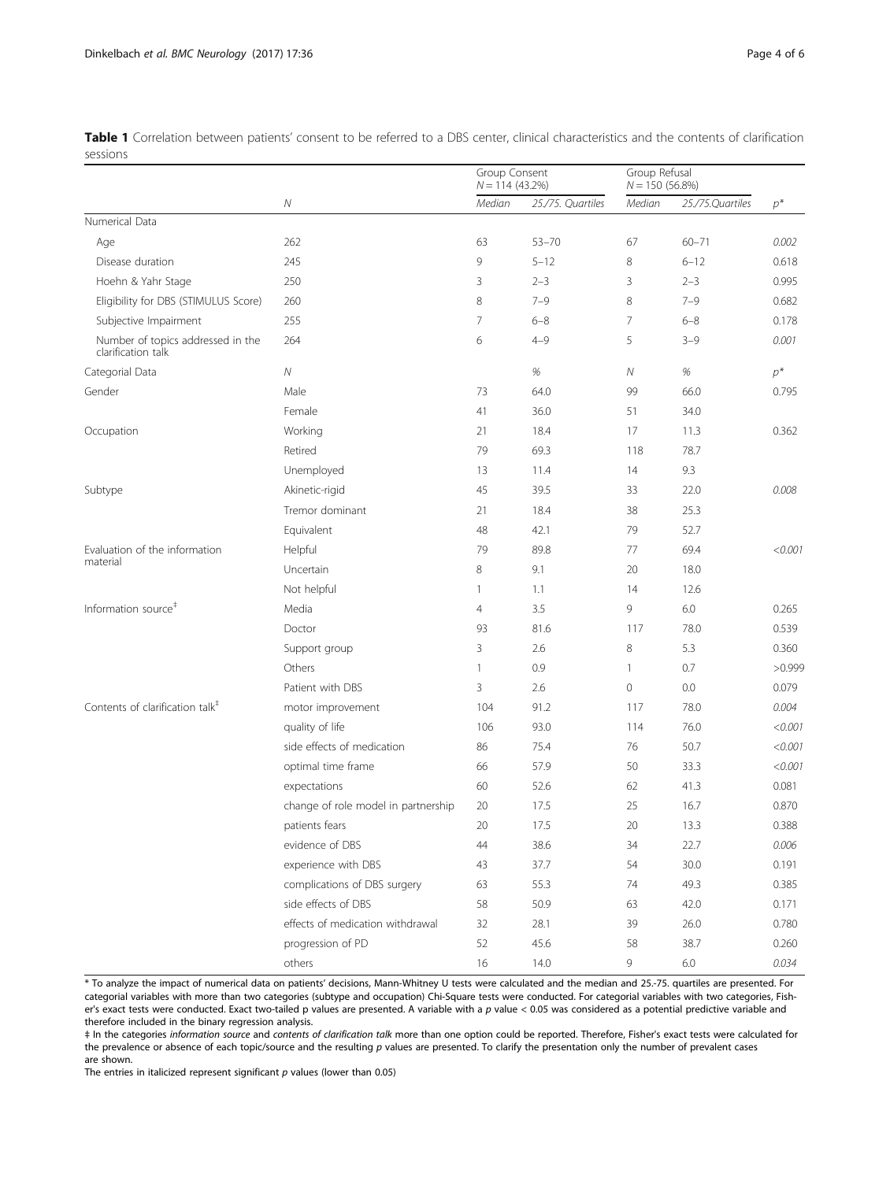**Table 1** Correlation between patients' consent to be referred to a DBS center, clinical characteristics and the contents of clarification sessions

| | | Group Consent $N = 114$ (43.2%) | | Group Refusal $N = 150$ (56.8%) | | |
|---|---|---|---|---|---|---|
| | *N* | *Median* | *25./75. Quartiles* | *Median* | *25./75.Quartiles* | *p\** |
| Numerical Data | | | | | | |
| Age | 262 | 63 | 53–70 | 67 | 60–71 | *0.002* |
| Disease duration | 245 | 9 | 5–12 | 8 | 6–12 | 0.618 |
| Hoehn & Yahr Stage | 250 | 3 | 2–3 | 3 | 2–3 | 0.995 |
| Eligibility for DBS (STIMULUS Score) | 260 | 8 | 7–9 | 8 | 7–9 | 0.682 |
| Subjective Impairment | 255 | 7 | 6–8 | 7 | 6–8 | 0.178 |
| Number of topics addressed in the clarification talk | 264 | 6 | 4–9 | 5 | 3–9 | *0.001* |
| Categorial Data | *N* | | *%* | *N* | *%* | *p\** |
| Gender | Male | 73 | 64.0 | 99 | 66.0 | 0.795 |
| | Female | 41 | 36.0 | 51 | 34.0 | |
| Occupation | Working | 21 | 18.4 | 17 | 11.3 | 0.362 |
| | Retired | 79 | 69.3 | 118 | 78.7 | |
| | Unemployed | 13 | 11.4 | 14 | 9.3 | |
| Subtype | Akinetic-rigid | 45 | 39.5 | 33 | 22.0 | *0.008* |
| | Tremor dominant | 21 | 18.4 | 38 | 25.3 | |
| | Equivalent | 48 | 42.1 | 79 | 52.7 | |
| Evaluation of the information material | Helpful | 79 | 89.8 | 77 | 69.4 | *<0.001* |
| | Uncertain | 8 | 9.1 | 20 | 18.0 | |
| | Not helpful | 1 | 1.1 | 14 | 12.6 | |
| Information source‡ | Media | 4 | 3.5 | 9 | 6.0 | 0.265 |
| | Doctor | 93 | 81.6 | 117 | 78.0 | 0.539 |
| | Support group | 3 | 2.6 | 8 | 5.3 | 0.360 |
| | Others | 1 | 0.9 | 1 | 0.7 | >0.999 |
| | Patient with DBS | 3 | 2.6 | 0 | 0.0 | 0.079 |
| Contents of clarification talk‡ | motor improvement | 104 | 91.2 | 117 | 78.0 | *0.004* |
| | quality of life | 106 | 93.0 | 114 | 76.0 | *<0.001* |
| | side effects of medication | 86 | 75.4 | 76 | 50.7 | *<0.001* |
| | optimal time frame | 66 | 57.9 | 50 | 33.3 | *<0.001* |
| | expectations | 60 | 52.6 | 62 | 41.3 | 0.081 |
| | change of role model in partnership | 20 | 17.5 | 25 | 16.7 | 0.870 |
| | patients fears | 20 | 17.5 | 20 | 13.3 | 0.388 |
| | evidence of DBS | 44 | 38.6 | 34 | 22.7 | *0.006* |
| | experience with DBS | 43 | 37.7 | 54 | 30.0 | 0.191 |
| | complications of DBS surgery | 63 | 55.3 | 74 | 49.3 | 0.385 |
| | side effects of DBS | 58 | 50.9 | 63 | 42.0 | 0.171 |
| | effects of medication withdrawal | 32 | 28.1 | 39 | 26.0 | 0.780 |
| | progression of PD | 52 | 45.6 | 58 | 38.7 | 0.260 |
| | others | 16 | 14.0 | 9 | 6.0 | *0.034* |

\* To analyze the impact of numerical data on patients' decisions, Mann-Whitney U tests were calculated and the median and 25.-75. quartiles are presented. For categorial variables with more than two categories (subtype and occupation) Chi-Square tests were conducted. For categorial variables with two categories, Fisher's exact tests were conducted. Exact two-tailed p values are presented. A variable with a $p$ value < 0.05 was considered as a potential predictive variable and therefore included in the binary regression analysis.

‡ In the categories *information source* and *contents of clarification talk* more than one option could be reported. Therefore, Fisher's exact tests were calculated for the prevalence or absence of each topic/source and the resulting $p$ values are presented. To clarify the presentation only the number of prevalent cases are shown.

The entries in italicized represent significant $p$ values (lower than 0.05)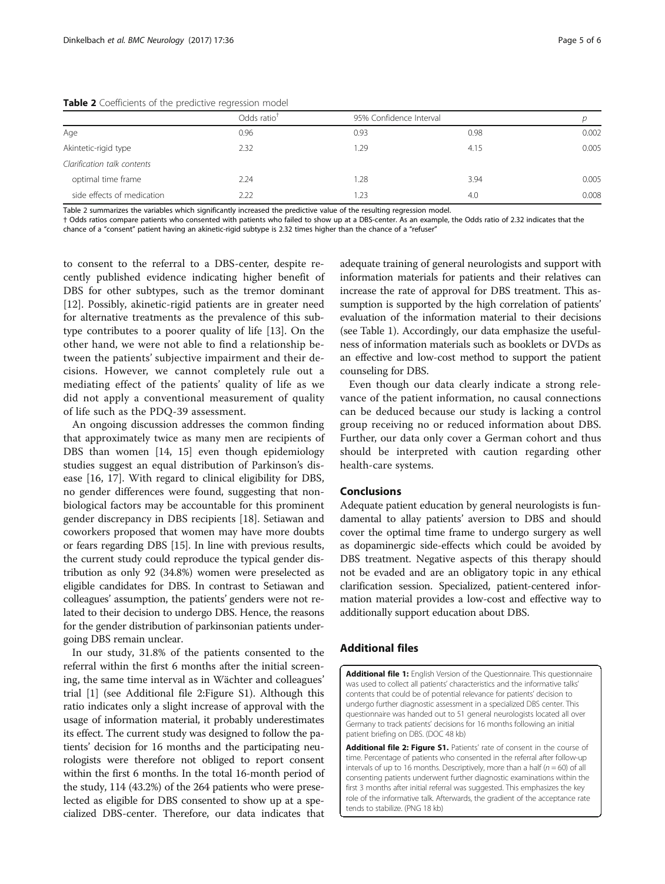**Table 2** Coefficients of the predictive regression model

| | Odds ratio[†] | 95% Confidence Interval | | p |
|---|---|---|---|---|
| Age | 0.96 | 0.93 | 0.98 | 0.002 |
| Akintetic-rigid type | 2.32 | 1.29 | 4.15 | 0.005 |
| *Clarification talk contents* | | | | |
| optimal time frame | 2.24 | 1.28 | 3.94 | 0.005 |
| side effects of medication | 2.22 | 1.23 | 4.0 | 0.008 |

Table 2 summarizes the variables which significantly increased the predictive value of the resulting regression model.

† Odds ratios compare patients who consented with patients who failed to show up at a DBS-center. As an example, the Odds ratio of 2.32 indicates that the chance of a "consent" patient having an akinetic-rigid subtype is 2.32 times higher than the chance of a "refuser"

to consent to the referral to a DBS-center, despite recently published evidence indicating higher benefit of DBS for other subtypes, such as the tremor dominant [12]. Possibly, akinetic-rigid patients are in greater need for alternative treatments as the prevalence of this subtype contributes to a poorer quality of life [13]. On the other hand, we were not able to find a relationship between the patients' subjective impairment and their decisions. However, we cannot completely rule out a mediating effect of the patients' quality of life as we did not apply a conventional measurement of quality of life such as the PDQ-39 assessment.

An ongoing discussion addresses the common finding that approximately twice as many men are recipients of DBS than women [14, 15] even though epidemiology studies suggest an equal distribution of Parkinson's disease [16, 17]. With regard to clinical eligibility for DBS, no gender differences were found, suggesting that non-biological factors may be accountable for this prominent gender discrepancy in DBS recipients [18]. Setiawan and coworkers proposed that women may have more doubts or fears regarding DBS [15]. In line with previous results, the current study could reproduce the typical gender distribution as only 92 (34.8%) women were preselected as eligible candidates for DBS. In contrast to Setiawan and colleagues' assumption, the patients' genders were not related to their decision to undergo DBS. Hence, the reasons for the gender distribution of parkinsonian patients undergoing DBS remain unclear.

In our study, 31.8% of the patients consented to the referral within the first 6 months after the initial screening, the same time interval as in Wächter and colleagues' trial [1] (see Additional file 2:Figure S1). Although this ratio indicates only a slight increase of approval with the usage of information material, it probably underestimates its effect. The current study was designed to follow the patients' decision for 16 months and the participating neurologists were therefore not obliged to report consent within the first 6 months. In the total 16-month period of the study, 114 (43.2%) of the 264 patients who were preselected as eligible for DBS consented to show up at a specialized DBS-center. Therefore, our data indicates that adequate training of general neurologists and support with information materials for patients and their relatives can increase the rate of approval for DBS treatment. This assumption is supported by the high correlation of patients' evaluation of the information material to their decisions (see Table 1). Accordingly, our data emphasize the usefulness of information materials such as booklets or DVDs as an effective and low-cost method to support the patient counseling for DBS.

Even though our data clearly indicate a strong relevance of the patient information, no causal connections can be deduced because our study is lacking a control group receiving no or reduced information about DBS. Further, our data only cover a German cohort and thus should be interpreted with caution regarding other health-care systems.

## Conclusions

Adequate patient education by general neurologists is fundamental to allay patients' aversion to DBS and should cover the optimal time frame to undergo surgery as well as dopaminergic side-effects which could be avoided by DBS treatment. Negative aspects of this therapy should not be evaded and are an obligatory topic in any ethical clarification session. Specialized, patient-centered information material provides a low-cost and effective way to additionally support education about DBS.

## Additional files

**Additional file 1:** English Version of the Questionnaire. This questionnaire was used to collect all patients' characteristics and the informative talks' contents that could be of potential relevance for patients' decision to undergo further diagnostic assessment in a specialized DBS center. This questionnaire was handed out to 51 general neurologists located all over Germany to track patients' decisions for 16 months following an initial patient briefing on DBS. (DOC 48 kb)

**Additional file 2: Figure S1.** Patients' rate of consent in the course of time. Percentage of patients who consented in the referral after follow-up intervals of up to 16 months. Descriptively, more than a half ($n = 60$) of all consenting patients underwent further diagnostic examinations within the first 3 months after initial referral was suggested. This emphasizes the key role of the informative talk. Afterwards, the gradient of the acceptance rate tends to stabilize. (PNG 18 kb)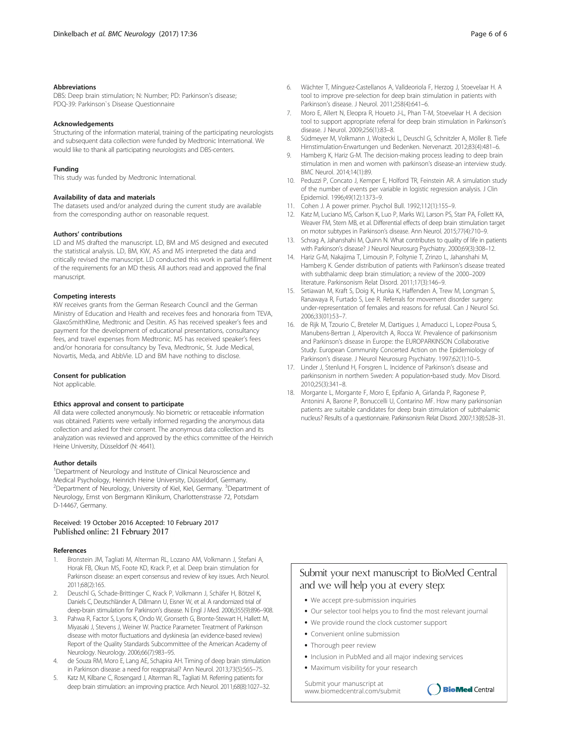## Abbreviations

DBS: Deep brain stimulation; N: Number; PD: Parkinson's disease; PDQ-39: Parkinson`s Disease Questionnaire

## Acknowledgements

Structuring of the information material, training of the participating neurologists and subsequent data collection were funded by Medtronic International. We would like to thank all participating neurologists and DBS-centers.

## Funding

This study was funded by Medtronic International.

## Availability of data and materials

The datasets used and/or analyzed during the current study are available from the corresponding author on reasonable request.

## Authors' contributions

LD and MS drafted the manuscript. LD, BM and MS designed and executed the statistical analysis. LD, BM, KW, AS and MS interpreted the data and critically revised the manuscript. LD conducted this work in partial fulfillment of the requirements for an MD thesis. All authors read and approved the final manuscript.

## Competing interests

KW receives grants from the German Research Council and the German Ministry of Education and Health and receives fees and honoraria from TEVA, GlaxoSmithKline, Medtronic and Desitin. AS has received speaker's fees and payment for the development of educational presentations, consultancy fees, and travel expenses from Medtronic. MS has received speaker's fees and/or honoraria for consultancy by Teva, Medtronic, St. Jude Medical, Novartis, Meda, and AbbVie. LD and BM have nothing to disclose.

## Consent for publication

Not applicable.

## Ethics approval and consent to participate

All data were collected anonymously. No biometric or retraceable information was obtained. Patients were verbally informed regarding the anonymous data collection and asked for their consent. The anonymous data collection and its analyzation was reviewed and approved by the ethics committee of the Heinrich Heine University, Düsseldorf (N: 4641).

## Author details

[1]Department of Neurology and Institute of Clinical Neuroscience and Medical Psychology, Heinrich Heine University, Düsseldorf, Germany. [2]Department of Neurology, University of Kiel, Kiel, Germany. [3]Department of Neurology, Ernst von Bergmann Klinikum, Charlottenstrasse 72, Potsdam D-14467, Germany.

Received: 19 October 2016 Accepted: 10 February 2017
Published online: 21 February 2017

## References

1. Bronstein JM, Tagliati M, Alterman RL, Lozano AM, Volkmann J, Stefani A, Horak FB, Okun MS, Foote KD, Krack P, et al. Deep brain stimulation for Parkinson disease: an expert consensus and review of key issues. Arch Neurol. 2011;68(2):165.
2. Deuschl G, Schade-Brittinger C, Krack P, Volkmann J, Schäfer H, Bötzel K, Daniels C, Deutschländer A, Dillmann U, Eisner W, et al. A randomized trial of deep-brain stimulation for Parkinson's disease. N Engl J Med. 2006;355(9):896–908.
3. Pahwa R, Factor S, Lyons K, Ondo W, Gronseth G, Bronte-Stewart H, Hallett M, Miyasaki J, Stevens J, Weiner W. Practice Parameter: Treatment of Parkinson disease with motor fluctuations and dyskinesia (an evidence-based review) Report of the Quality Standards Subcommittee of the American Academy of Neurology. Neurology. 2006;66(7):983–95.
4. de Souza RM, Moro E, Lang AE, Schapira AH. Timing of deep brain stimulation in Parkinson disease: a need for reappraisal? Ann Neurol. 2013;73(5):565–75.
5. Katz M, Kilbane C, Rosengard J, Alterman RL, Tagliati M. Referring patients for deep brain stimulation: an improving practice. Arch Neurol. 2011;68(8):1027–32.
6. Wächter T, Mínguez-Castellanos A, Valldeoriola F, Herzog J, Stoevelaar H. A tool to improve pre-selection for deep brain stimulation in patients with Parkinson's disease. J Neurol. 2011;258(4):641–6.
7. Moro E, Allert N, Eleopra R, Houeto J-L, Phan T-M, Stoevelaar H. A decision tool to support appropriate referral for deep brain stimulation in Parkinson's disease. J Neurol. 2009;256(1):83–8.
8. Südmeyer M, Volkmann J, Wojtecki L, Deuschl G, Schnitzler A, Möller B. Tiefe Hirnstimulation-Erwartungen und Bedenken. Nervenarzt. 2012;83(4):481–6.
9. Hamberg K, Hariz G-M. The decision-making process leading to deep brain stimulation in men and women with parkinson's disease-an interview study. BMC Neurol. 2014;14(1):89.
10. Peduzzi P, Concato J, Kemper E, Holford TR, Feinstein AR. A simulation study of the number of events per variable in logistic regression analysis. J Clin Epidemiol. 1996;49(12):1373–9.
11. Cohen J. A power primer. Psychol Bull. 1992;112(1):155–9.
12. Katz M, Luciano MS, Carlson K, Luo P, Marks WJ, Larson PS, Starr PA, Follett KA, Weaver FM, Stern MB, et al. Differential effects of deep brain stimulation target on motor subtypes in Parkinson's disease. Ann Neurol. 2015;77(4):710–9.
13. Schrag A, Jahanshahi M, Quinn N. What contributes to quality of life in patients with Parkinson's disease? J Neurol Neurosurg Psychiatry. 2000;69(3):308–12.
14. Hariz G-M, Nakajima T, Limousin P, Foltynie T, Zrinzo L, Jahanshahi M, Hamberg K. Gender distribution of patients with Parkinson's disease treated with subthalamic deep brain stimulation; a review of the 2000–2009 literature. Parkinsonism Relat Disord. 2011;17(3):146–9.
15. Setiawan M, Kraft S, Doig K, Hunka K, Haffenden A, Trew M, Longman S, Ranawaya R, Furtado S, Lee R. Referrals for movement disorder surgery: under-representation of females and reasons for refusal. Can J Neurol Sci. 2006;33(01):53–7.
16. de Rijk M, Tzourio C, Breteler M, Dartigues J, Amaducci L, Lopez-Pousa S, Manubens-Bertran J, Alperovitch A, Rocca W. Prevalence of parkinsonism and Parkinson's disease in Europe: the EUROPARKINSON Collaborative Study. European Community Concerted Action on the Epidemiology of Parkinson's disease. J Neurol Neurosurg Psychiatry. 1997;62(1):10–5.
17. Linder J, Stenlund H, Forsgren L. Incidence of Parkinson's disease and parkinsonism in northern Sweden: A population-based study. Mov Disord. 2010;25(3):341–8.
18. Morgante L, Morgante F, Moro E, Epifanio A, Girlanda P, Ragonese P, Antonini A, Barone P, Bonuccelli U, Contarino MF. How many parkinsonian patients are suitable candidates for deep brain stimulation of subthalamic nucleus? Results of a questionnaire. Parkinsonism Relat Disord. 2007;13(8):528–31.

Submit your next manuscript to BioMed Central and we will help you at every step:

- We accept pre-submission inquiries
- Our selector tool helps you to find the most relevant journal
- We provide round the clock customer support
- Convenient online submission
- Thorough peer review
- Inclusion in PubMed and all major indexing services
- Maximum visibility for your research

Submit your manuscript at www.biomedcentral.com/submit

BioMed Central